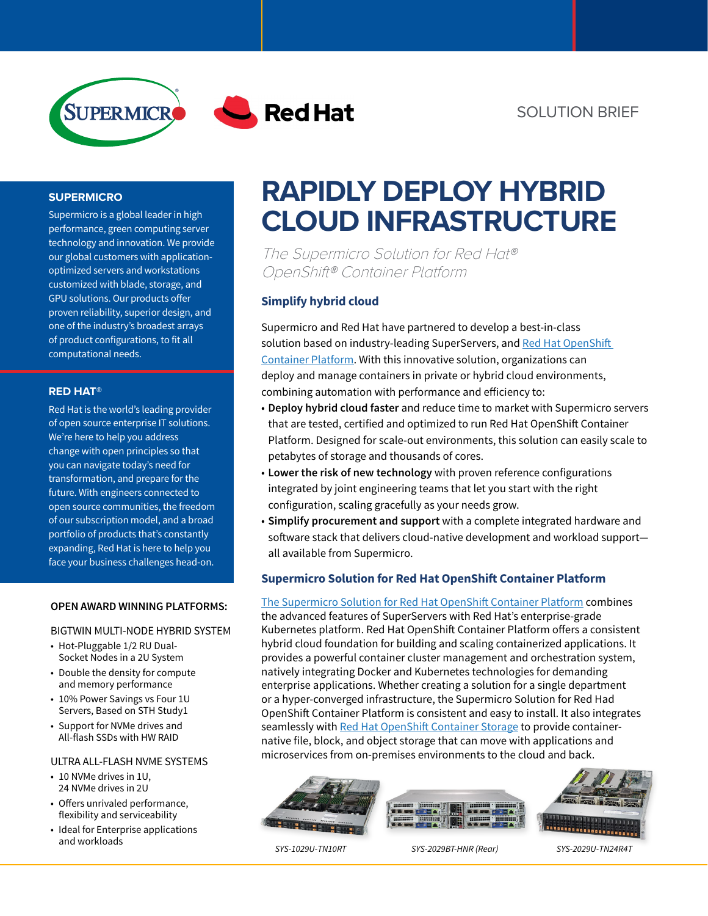SOLUTION BRIEF

# RAPIDLY DEPLOY HYBRID CLOUD INFRASTRUCTURE

*The Supermicro Solution for Red Hat® OpenShift® Container Platform*

## Simplify hybrid cloud

Supermicro and Red Hat have partnered to develop a best-in-class solution based on industry-leading SuperServers, and Red Hat OpenShift Container Platform. With this innovative solution, organizations can deploy and manage containers in private or hybrid cloud environments, combining automation with performance and efficiency to:

- **Deploy hybrid cloud faster** and reduce time to market with Supermicro servers that are tested, certified and optimized to run Red Hat OpenShift Container Platform. Designed for scale-out environments, this solution can easily scale to petabytes of storage and thousands of cores.
- **Lower the risk of new technology** with proven reference configurations integrated by joint engineering teams that let you start with the right configuration, scaling gracefully as your needs grow.
- **Simplify procurement and support** with a complete integrated hardware and software stack that delivers cloud-native development and workload support—all available from Supermicro.

## Supermicro Solution for Red Hat OpenShift Container Platform

The Supermicro Solution for Red Hat OpenShift Container Platform combines the advanced features of SuperServers with Red Hat's enterprise-grade Kubernetes platform. Red Hat OpenShift Container Platform offers a consistent hybrid cloud foundation for building and scaling containerized applications. It provides a powerful container cluster management and orchestration system, natively integrating Docker and Kubernetes technologies for demanding enterprise applications. Whether creating a solution for a single department or a hyper-converged infrastructure, the Supermicro Solution for Red Had OpenShift Container Platform is consistent and easy to install. It also integrates seamlessly with Red Hat OpenShift Container Storage to provide container-native file, block, and object storage that can move with applications and microservices from on-premises environments to the cloud and back.

SYS-1029U-TN10RT

SYS-2029BT-HNR (Rear)

SYS-2029U-TN24R4T

### SUPERMICRO

Supermicro is a global leader in high performance, green computing server technology and innovation. We provide our global customers with application-optimized servers and workstations customized with blade, storage, and GPU solutions. Our products offer proven reliability, superior design, and one of the industry's broadest arrays of product configurations, to fit all computational needs.

### RED HAT®

Red Hat is the world's leading provider of open source enterprise IT solutions. We're here to help you address change with open principles so that you can navigate today's need for transformation, and prepare for the future. With engineers connected to open source communities, the freedom of our subscription model, and a broad portfolio of products that's constantly expanding, Red Hat is here to help you face your business challenges head-on.

### OPEN AWARD WINNING PLATFORMS:

BIGTWIN MULTI-NODE HYBRID SYSTEM

- Hot-Pluggable 1/2 RU Dual-Socket Nodes in a 2U System
- Double the density for compute and memory performance
- 10% Power Savings vs Four 1U Servers, Based on STH Study1
- Support for NVMe drives and All-flash SSDs with HW RAID

ULTRA ALL-FLASH NVME SYSTEMS

- 10 NVMe drives in 1U, 24 NVMe drives in 2U
- Offers unrivaled performance, flexibility and serviceability
- Ideal for Enterprise applications and workloads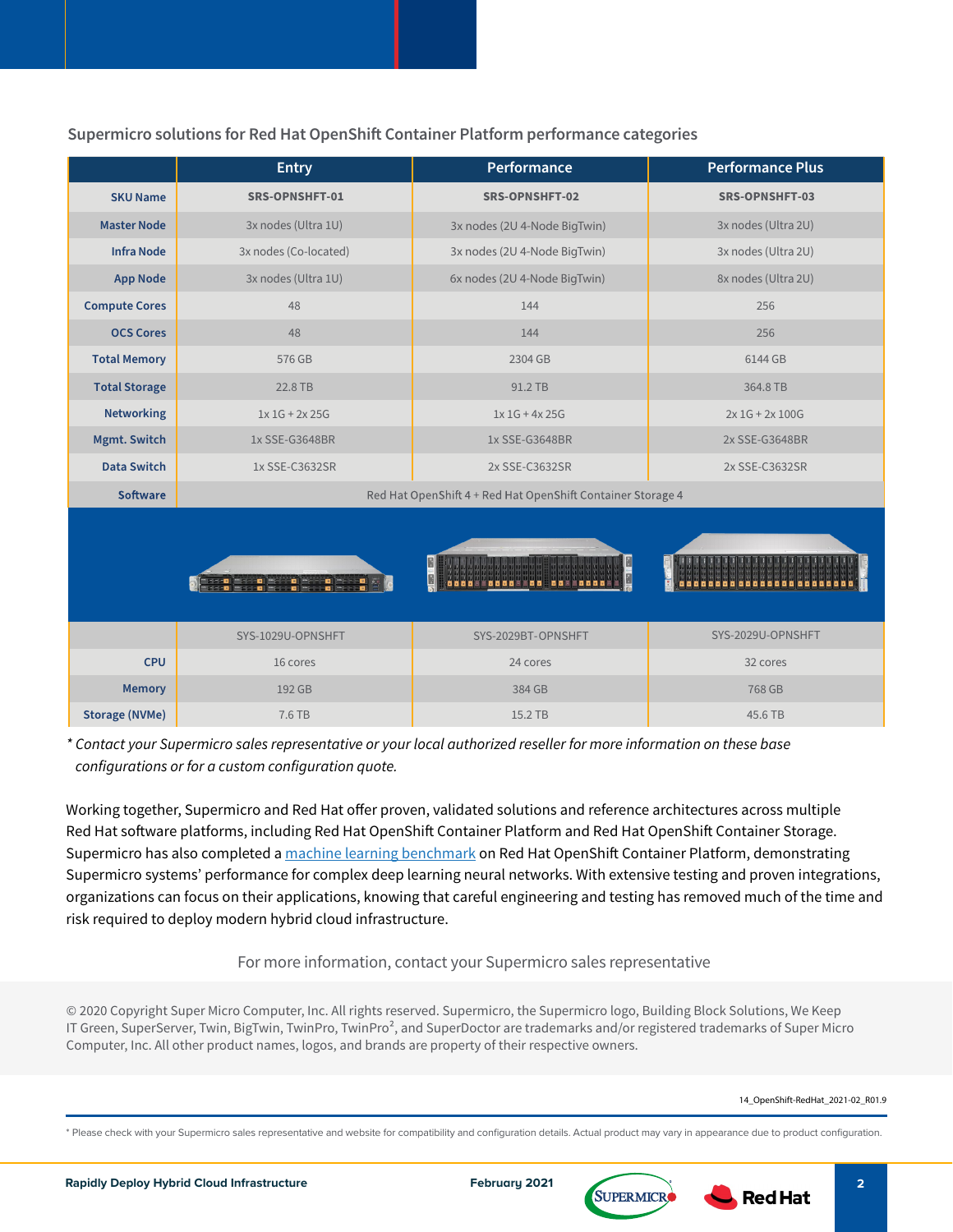Supermicro solutions for Red Hat OpenShift Container Platform performance categories

| | Entry | Performance | Performance Plus |
|---|---|---|---|
| **SKU Name** | **SRS-OPNSHFT-01** | **SRS-OPNSHFT-02** | **SRS-OPNSHFT-03** |
| **Master Node** | 3x nodes (Ultra 1U) | 3x nodes (2U 4-Node BigTwin) | 3x nodes (Ultra 2U) |
| **Infra Node** | 3x nodes (Co-located) | 3x nodes (2U 4-Node BigTwin) | 3x nodes (Ultra 2U) |
| **App Node** | 3x nodes (Ultra 1U) | 6x nodes (2U 4-Node BigTwin) | 8x nodes (Ultra 2U) |
| **Compute Cores** | 48 | 144 | 256 |
| **OCS Cores** | 48 | 144 | 256 |
| **Total Memory** | 576 GB | 2304 GB | 6144 GB |
| **Total Storage** | 22.8 TB | 91.2 TB | 364.8 TB |
| **Networking** | 1x 1G + 2x 25G | 1x 1G + 4x 25G | 2x 1G + 2x 100G |
| **Mgmt. Switch** | 1x SSE-G3648BR | 1x SSE-G3648BR | 2x SSE-G3648BR |
| **Data Switch** | 1x SSE-C3632SR | 2x SSE-C3632SR | 2x SSE-C3632SR |
| **Software** | Red Hat OpenShift 4 + Red Hat OpenShift Container Storage 4 | | |
| | SYS-1029U-OPNSHFT | SYS-2029BT-OPNSHFT | SYS-2029U-OPNSHFT |
| **CPU** | 16 cores | 24 cores | 32 cores |
| **Memory** | 192 GB | 384 GB | 768 GB |
| **Storage (NVMe)** | 7.6 TB | 15.2 TB | 45.6 TB |

*\* Contact your Supermicro sales representative or your local authorized reseller for more information on these base configurations or for a custom configuration quote.*

Working together, Supermicro and Red Hat offer proven, validated solutions and reference architectures across multiple Red Hat software platforms, including Red Hat OpenShift Container Platform and Red Hat OpenShift Container Storage. Supermicro has also completed a machine learning benchmark on Red Hat OpenShift Container Platform, demonstrating Supermicro systems' performance for complex deep learning neural networks. With extensive testing and proven integrations, organizations can focus on their applications, knowing that careful engineering and testing has removed much of the time and risk required to deploy modern hybrid cloud infrastructure.

For more information, contact your Supermicro sales representative

© 2020 Copyright Super Micro Computer, Inc. All rights reserved. Supermicro, the Supermicro logo, Building Block Solutions, We Keep IT Green, SuperServer, Twin, BigTwin, TwinPro, TwinPro², and SuperDoctor are trademarks and/or registered trademarks of Super Micro Computer, Inc. All other product names, logos, and brands are property of their respective owners.

14_OpenShift-RedHat_2021-02_R01.9

\* Please check with your Supermicro sales representative and website for compatibility and configuration details. Actual product may vary in appearance due to product configuration.